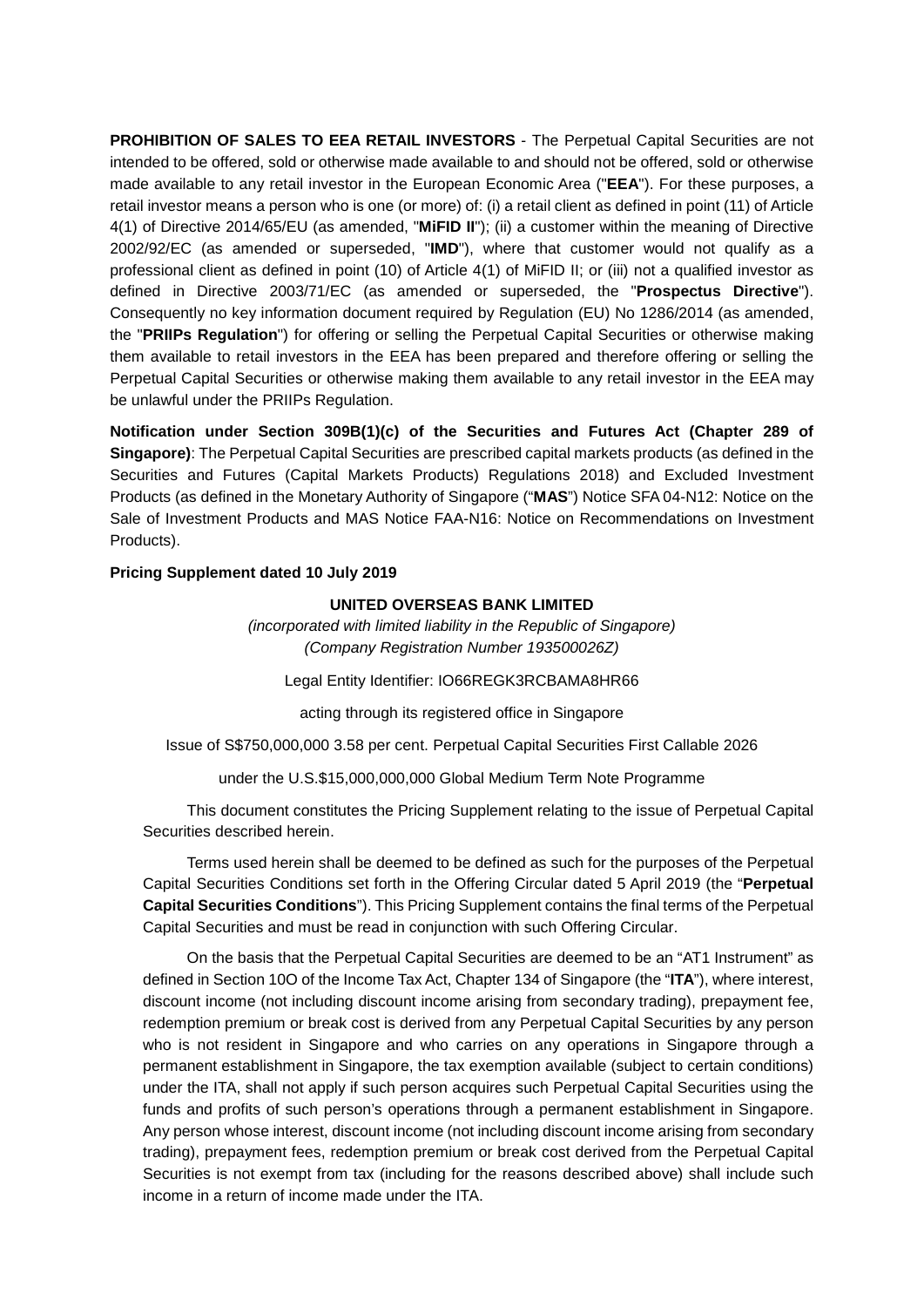**PROHIBITION OF SALES TO EEA RETAIL INVESTORS** - The Perpetual Capital Securities are not intended to be offered, sold or otherwise made available to and should not be offered, sold or otherwise made available to any retail investor in the European Economic Area ("**EEA**"). For these purposes, a retail investor means a person who is one (or more) of: (i) a retail client as defined in point (11) of Article 4(1) of Directive 2014/65/EU (as amended, "**MiFID II**"); (ii) a customer within the meaning of Directive 2002/92/EC (as amended or superseded, "**IMD**"), where that customer would not qualify as a professional client as defined in point (10) of Article 4(1) of MiFID II; or (iii) not a qualified investor as defined in Directive 2003/71/EC (as amended or superseded, the "**Prospectus Directive**"). Consequently no key information document required by Regulation (EU) No 1286/2014 (as amended, the "**PRIIPs Regulation**") for offering or selling the Perpetual Capital Securities or otherwise making them available to retail investors in the EEA has been prepared and therefore offering or selling the Perpetual Capital Securities or otherwise making them available to any retail investor in the EEA may be unlawful under the PRIIPs Regulation.

**Notification under Section 309B(1)(c) of the Securities and Futures Act (Chapter 289 of Singapore)**: The Perpetual Capital Securities are prescribed capital markets products (as defined in the Securities and Futures (Capital Markets Products) Regulations 2018) and Excluded Investment Products (as defined in the Monetary Authority of Singapore ("**MAS**") Notice SFA 04-N12: Notice on the Sale of Investment Products and MAS Notice FAA-N16: Notice on Recommendations on Investment Products).

**Pricing Supplement dated 10 July 2019**

**UNITED OVERSEAS BANK LIMITED**

*(incorporated with limited liability in the Republic of Singapore)*
*(Company Registration Number 193500026Z)*

Legal Entity Identifier: IO66REGK3RCBAMA8HR66

acting through its registered office in Singapore

Issue of S$750,000,000 3.58 per cent. Perpetual Capital Securities First Callable 2026

under the U.S.$15,000,000,000 Global Medium Term Note Programme

This document constitutes the Pricing Supplement relating to the issue of Perpetual Capital Securities described herein.

Terms used herein shall be deemed to be defined as such for the purposes of the Perpetual Capital Securities Conditions set forth in the Offering Circular dated 5 April 2019 (the "**Perpetual Capital Securities Conditions**"). This Pricing Supplement contains the final terms of the Perpetual Capital Securities and must be read in conjunction with such Offering Circular.

On the basis that the Perpetual Capital Securities are deemed to be an "AT1 Instrument" as defined in Section 10O of the Income Tax Act, Chapter 134 of Singapore (the "**ITA**"), where interest, discount income (not including discount income arising from secondary trading), prepayment fee, redemption premium or break cost is derived from any Perpetual Capital Securities by any person who is not resident in Singapore and who carries on any operations in Singapore through a permanent establishment in Singapore, the tax exemption available (subject to certain conditions) under the ITA, shall not apply if such person acquires such Perpetual Capital Securities using the funds and profits of such person's operations through a permanent establishment in Singapore. Any person whose interest, discount income (not including discount income arising from secondary trading), prepayment fees, redemption premium or break cost derived from the Perpetual Capital Securities is not exempt from tax (including for the reasons described above) shall include such income in a return of income made under the ITA.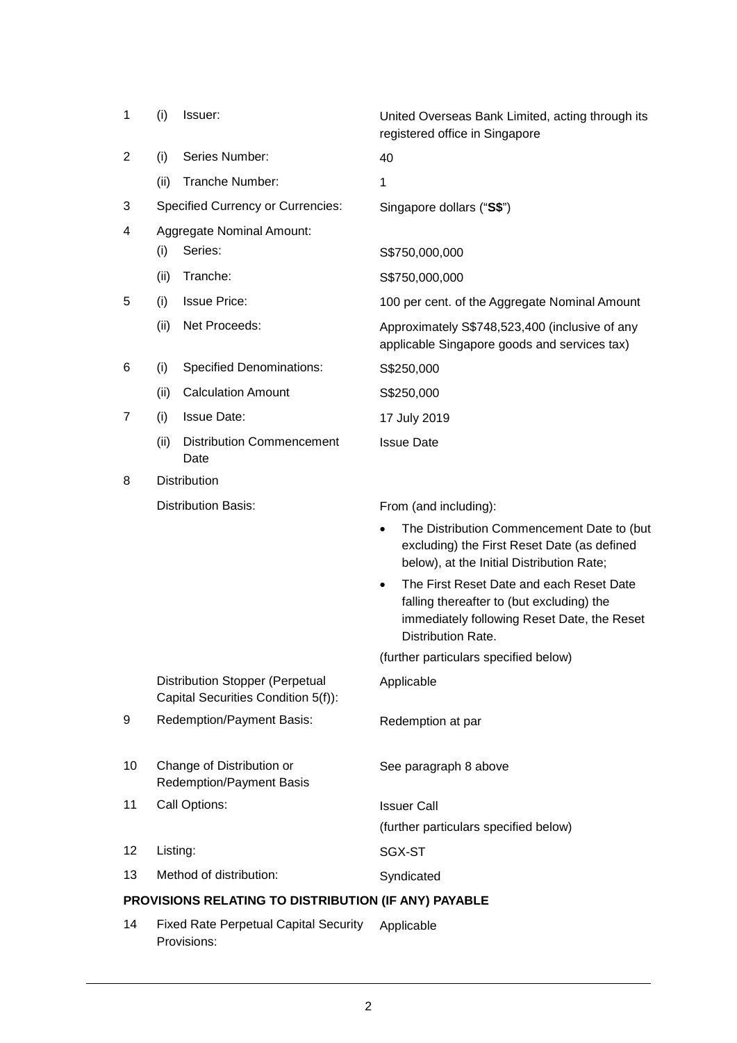| | | | |
|---|---|---|---|
| 1 | (i) | Issuer: | United Overseas Bank Limited, acting through its registered office in Singapore |
| 2 | (i) | Series Number: | 40 |
| | (ii) | Tranche Number: | 1 |
| 3 | | Specified Currency or Currencies: | Singapore dollars ("**S$**") |
| 4 | | Aggregate Nominal Amount: | |
| | (i) | Series: | S$750,000,000 |
| | (ii) | Tranche: | S$750,000,000 |
| 5 | (i) | Issue Price: | 100 per cent. of the Aggregate Nominal Amount |
| | (ii) | Net Proceeds: | Approximately S$748,523,400 (inclusive of any applicable Singapore goods and services tax) |
| 6 | (i) | Specified Denominations: | S$250,000 |
| | (ii) | Calculation Amount | S$250,000 |
| 7 | (i) | Issue Date: | 17 July 2019 |
| | (ii) | Distribution Commencement Date | Issue Date |
| 8 | | Distribution | |
| | | Distribution Basis: | From (and including):<br>• The Distribution Commencement Date to (but excluding) the First Reset Date (as defined below), at the Initial Distribution Rate;<br>• The First Reset Date and each Reset Date falling thereafter to (but excluding) the immediately following Reset Date, the Reset Distribution Rate.<br>(further particulars specified below) |
| | | Distribution Stopper (Perpetual Capital Securities Condition 5(f)): | Applicable |
| 9 | | Redemption/Payment Basis: | Redemption at par |
| 10 | | Change of Distribution or Redemption/Payment Basis | See paragraph 8 above |
| 11 | | Call Options: | Issuer Call<br>(further particulars specified below) |
| 12 | | Listing: | SGX-ST |
| 13 | | Method of distribution: | Syndicated |

**PROVISIONS RELATING TO DISTRIBUTION (IF ANY) PAYABLE**

| | | |
|---|---|---|
| 14 | Fixed Rate Perpetual Capital Security Provisions: | Applicable |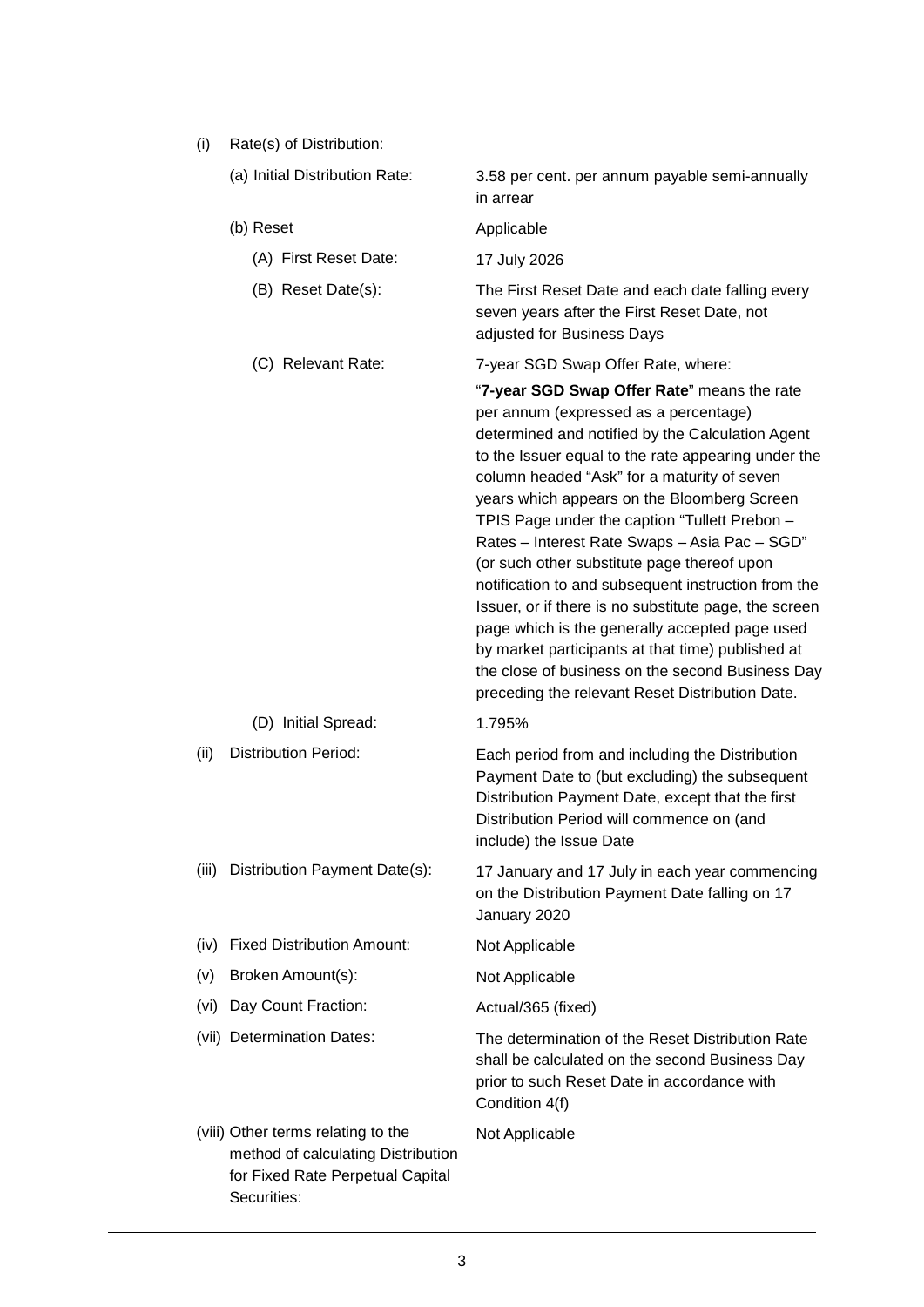| | | |
|---|---|---|
| (i) | Rate(s) of Distribution: | |
| | (a) Initial Distribution Rate: | 3.58 per cent. per annum payable semi-annually in arrear |
| | (b) Reset | Applicable |
| | (A) First Reset Date: | 17 July 2026 |
| | (B) Reset Date(s): | The First Reset Date and each date falling every seven years after the First Reset Date, not adjusted for Business Days |
| | (C) Relevant Rate: | 7-year SGD Swap Offer Rate, where:<br><br>"**7-year SGD Swap Offer Rate**" means the rate per annum (expressed as a percentage) determined and notified by the Calculation Agent to the Issuer equal to the rate appearing under the column headed "Ask" for a maturity of seven years which appears on the Bloomberg Screen TPIS Page under the caption "Tullett Prebon – Rates – Interest Rate Swaps – Asia Pac – SGD" (or such other substitute page thereof upon notification to and subsequent instruction from the Issuer, or if there is no substitute page, the screen page which is the generally accepted page used by market participants at that time) published at the close of business on the second Business Day preceding the relevant Reset Distribution Date. |
| | (D) Initial Spread: | 1.795% |
| (ii) | Distribution Period: | Each period from and including the Distribution Payment Date to (but excluding) the subsequent Distribution Payment Date, except that the first Distribution Period will commence on (and include) the Issue Date |
| (iii) | Distribution Payment Date(s): | 17 January and 17 July in each year commencing on the Distribution Payment Date falling on 17 January 2020 |
| (iv) | Fixed Distribution Amount: | Not Applicable |
| (v) | Broken Amount(s): | Not Applicable |
| (vi) | Day Count Fraction: | Actual/365 (fixed) |
| (vii) | Determination Dates: | The determination of the Reset Distribution Rate shall be calculated on the second Business Day prior to such Reset Date in accordance with Condition 4(f) |
| (viii) | Other terms relating to the method of calculating Distribution for Fixed Rate Perpetual Capital Securities: | Not Applicable |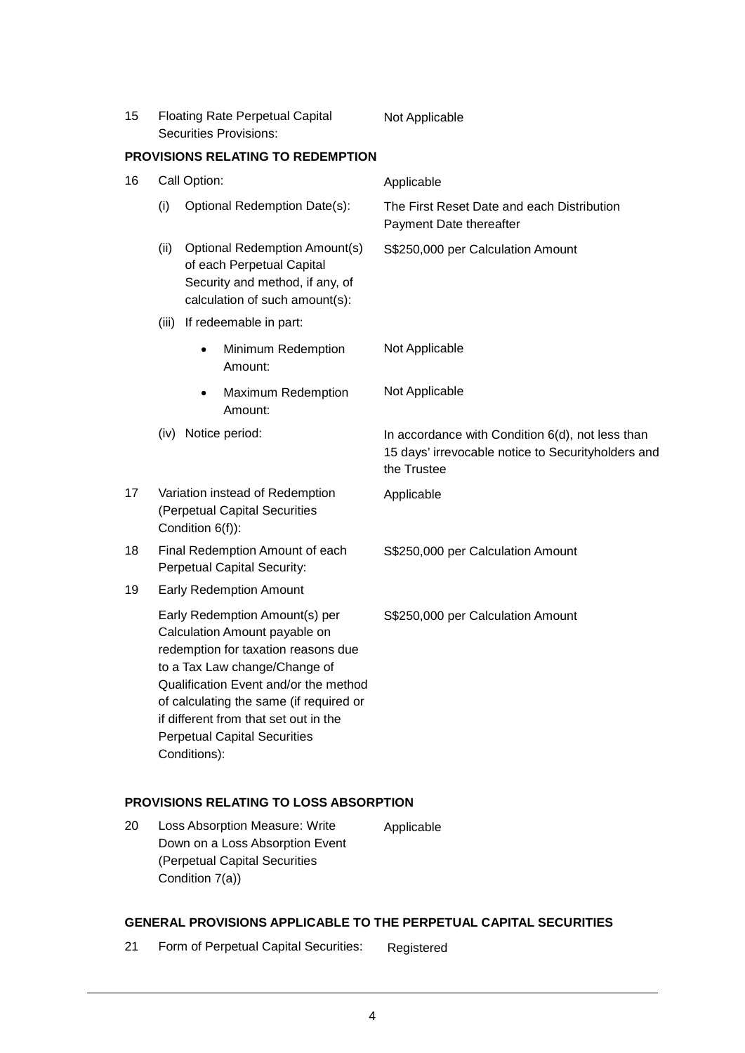| | | |
|---|---|---|
| 15 | Floating Rate Perpetual Capital Securities Provisions: | Not Applicable |

**PROVISIONS RELATING TO REDEMPTION**

| | | |
|---|---|---|
| 16 | Call Option: | Applicable |
| | (i) Optional Redemption Date(s): | The First Reset Date and each Distribution Payment Date thereafter |
| | (ii) Optional Redemption Amount(s) of each Perpetual Capital Security and method, if any, of calculation of such amount(s): | S$250,000 per Calculation Amount |
| | (iii) If redeemable in part: | |
| | • Minimum Redemption Amount: | Not Applicable |
| | • Maximum Redemption Amount: | Not Applicable |
| | (iv) Notice period: | In accordance with Condition 6(d), not less than 15 days' irrevocable notice to Securityholders and the Trustee |
| 17 | Variation instead of Redemption (Perpetual Capital Securities Condition 6(f)): | Applicable |
| 18 | Final Redemption Amount of each Perpetual Capital Security: | S$250,000 per Calculation Amount |
| 19 | Early Redemption Amount | |
| | Early Redemption Amount(s) per Calculation Amount payable on redemption for taxation reasons due to a Tax Law change/Change of Qualification Event and/or the method of calculating the same (if required or if different from that set out in the Perpetual Capital Securities Conditions): | S$250,000 per Calculation Amount |

**PROVISIONS RELATING TO LOSS ABSORPTION**

| | | |
|---|---|---|
| 20 | Loss Absorption Measure: Write Down on a Loss Absorption Event (Perpetual Capital Securities Condition 7(a)) | Applicable |

**GENERAL PROVISIONS APPLICABLE TO THE PERPETUAL CAPITAL SECURITIES**

| | | |
|---|---|---|
| 21 | Form of Perpetual Capital Securities: | Registered |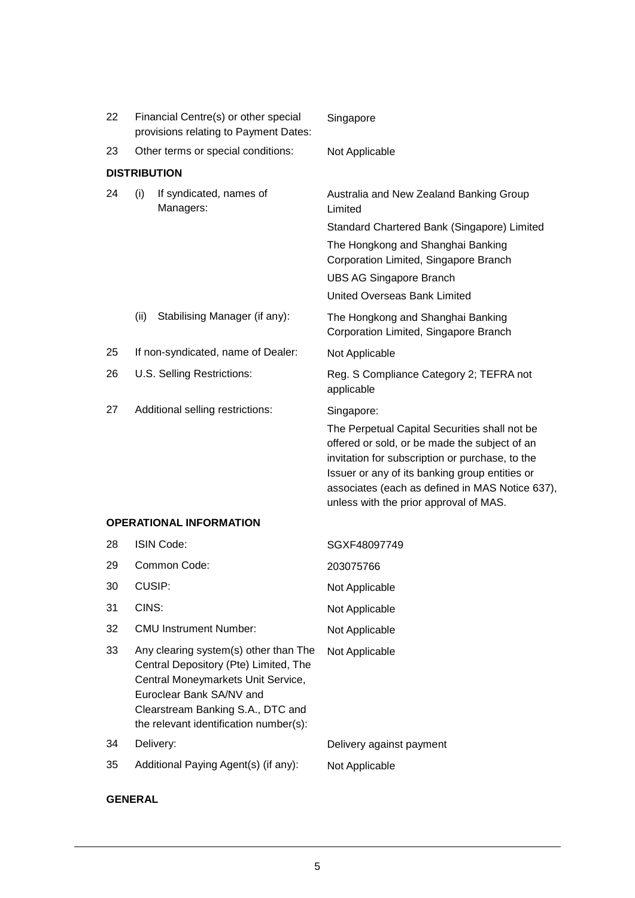| | | |
|---|---|---|
| 22 | Financial Centre(s) or other special provisions relating to Payment Dates: | Singapore |
| 23 | Other terms or special conditions: | Not Applicable |

**DISTRIBUTION**

| | | |
|---|---|---|
| 24 | (i) If syndicated, names of Managers: | Australia and New Zealand Banking Group Limited<br>Standard Chartered Bank (Singapore) Limited<br>The Hongkong and Shanghai Banking Corporation Limited, Singapore Branch<br>UBS AG Singapore Branch<br>United Overseas Bank Limited |
| | (ii) Stabilising Manager (if any): | The Hongkong and Shanghai Banking Corporation Limited, Singapore Branch |
| 25 | If non-syndicated, name of Dealer: | Not Applicable |
| 26 | U.S. Selling Restrictions: | Reg. S Compliance Category 2; TEFRA not applicable |
| 27 | Additional selling restrictions: | Singapore:<br>The Perpetual Capital Securities shall not be offered or sold, or be made the subject of an invitation for subscription or purchase, to the Issuer or any of its banking group entities or associates (each as defined in MAS Notice 637), unless with the prior approval of MAS. |

**OPERATIONAL INFORMATION**

| | | |
|---|---|---|
| 28 | ISIN Code: | SGXF48097749 |
| 29 | Common Code: | 203075766 |
| 30 | CUSIP: | Not Applicable |
| 31 | CINS: | Not Applicable |
| 32 | CMU Instrument Number: | Not Applicable |
| 33 | Any clearing system(s) other than The Central Depository (Pte) Limited, The Central Moneymarkets Unit Service, Euroclear Bank SA/NV and Clearstream Banking S.A., DTC and the relevant identification number(s): | Not Applicable |
| 34 | Delivery: | Delivery against payment |
| 35 | Additional Paying Agent(s) (if any): | Not Applicable |

**GENERAL**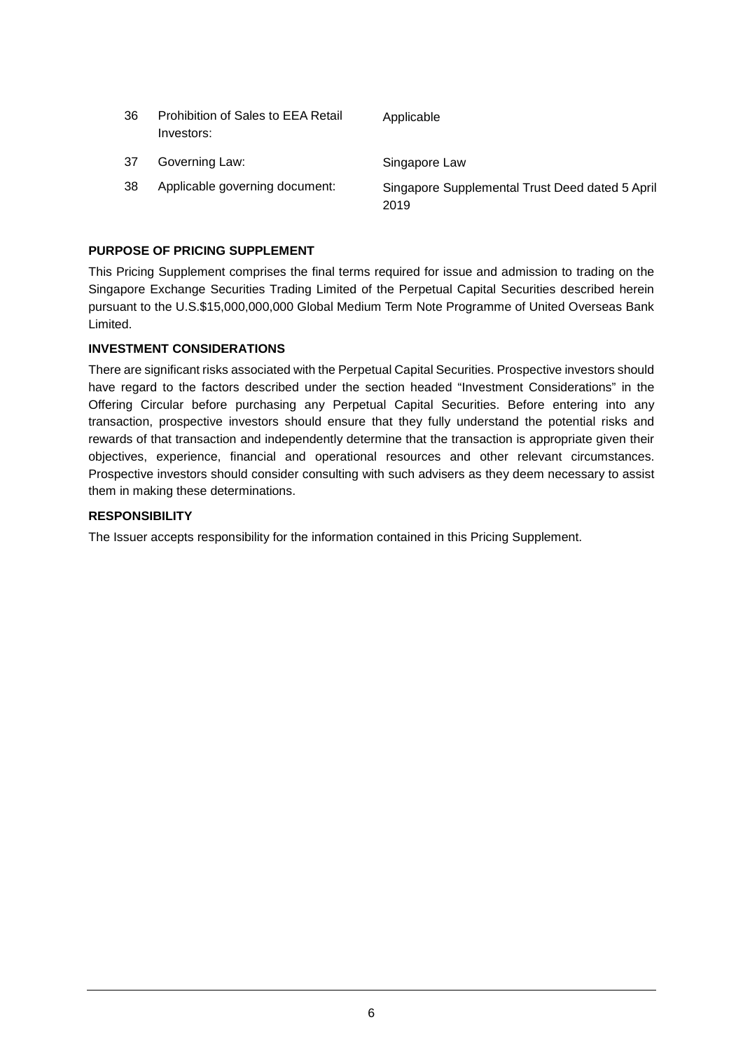| | | |
|---|---|---|
| 36 | Prohibition of Sales to EEA Retail Investors: | Applicable |
| 37 | Governing Law: | Singapore Law |
| 38 | Applicable governing document: | Singapore Supplemental Trust Deed dated 5 April 2019 |

**PURPOSE OF PRICING SUPPLEMENT**

This Pricing Supplement comprises the final terms required for issue and admission to trading on the Singapore Exchange Securities Trading Limited of the Perpetual Capital Securities described herein pursuant to the U.S.$15,000,000,000 Global Medium Term Note Programme of United Overseas Bank Limited.

**INVESTMENT CONSIDERATIONS**

There are significant risks associated with the Perpetual Capital Securities. Prospective investors should have regard to the factors described under the section headed "Investment Considerations" in the Offering Circular before purchasing any Perpetual Capital Securities. Before entering into any transaction, prospective investors should ensure that they fully understand the potential risks and rewards of that transaction and independently determine that the transaction is appropriate given their objectives, experience, financial and operational resources and other relevant circumstances. Prospective investors should consider consulting with such advisers as they deem necessary to assist them in making these determinations.

**RESPONSIBILITY**

The Issuer accepts responsibility for the information contained in this Pricing Supplement.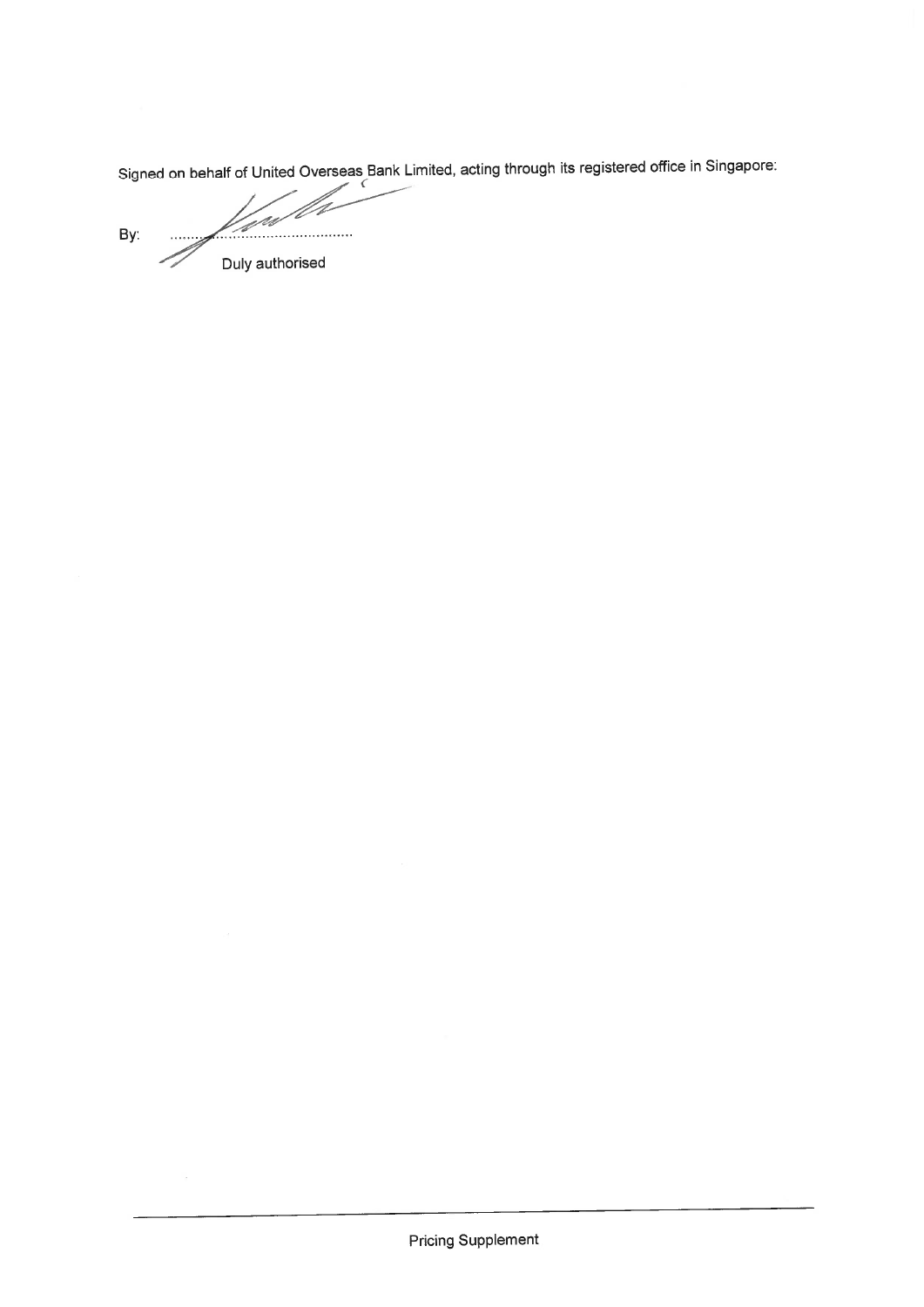Signed on behalf of United Overseas Bank Limited, acting through its registered office in Singapore:

By: ..........................................

Duly authorised